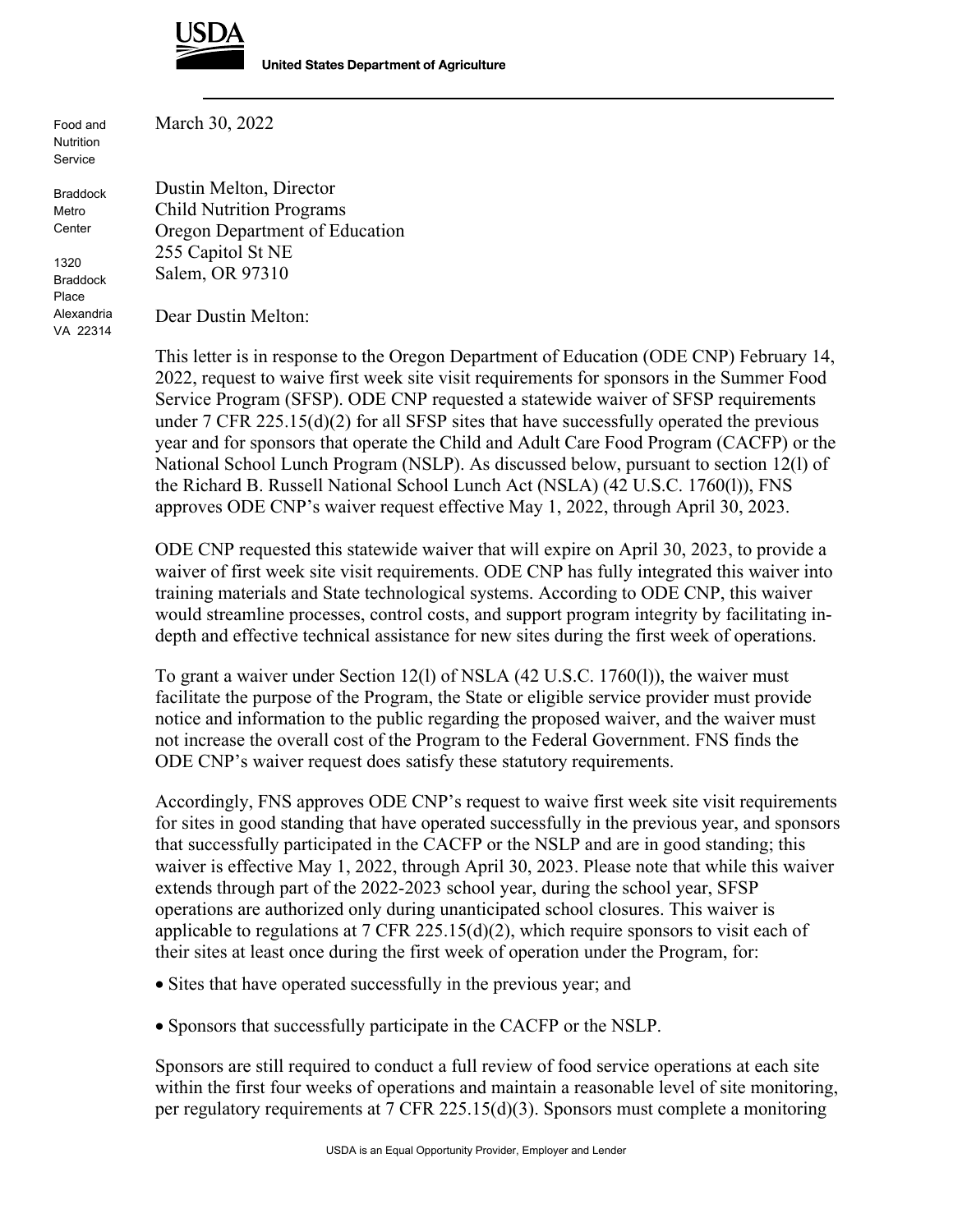**USDA**

**United States Department of Agriculture**

Food and Nutrition Service

Braddock Metro Center

1320 Braddock Place
Alexandria VA 22314

March 30, 2022

Dustin Melton, Director
Child Nutrition Programs
Oregon Department of Education
255 Capitol St NE
Salem, OR 97310

Dear Dustin Melton:

This letter is in response to the Oregon Department of Education (ODE CNP) February 14, 2022, request to waive first week site visit requirements for sponsors in the Summer Food Service Program (SFSP). ODE CNP requested a statewide waiver of SFSP requirements under 7 CFR 225.15(d)(2) for all SFSP sites that have successfully operated the previous year and for sponsors that operate the Child and Adult Care Food Program (CACFP) or the National School Lunch Program (NSLP). As discussed below, pursuant to section 12(l) of the Richard B. Russell National School Lunch Act (NSLA) (42 U.S.C. 1760(l)), FNS approves ODE CNP's waiver request effective May 1, 2022, through April 30, 2023.

ODE CNP requested this statewide waiver that will expire on April 30, 2023, to provide a waiver of first week site visit requirements. ODE CNP has fully integrated this waiver into training materials and State technological systems. According to ODE CNP, this waiver would streamline processes, control costs, and support program integrity by facilitating in-depth and effective technical assistance for new sites during the first week of operations.

To grant a waiver under Section 12(l) of NSLA (42 U.S.C. 1760(l)), the waiver must facilitate the purpose of the Program, the State or eligible service provider must provide notice and information to the public regarding the proposed waiver, and the waiver must not increase the overall cost of the Program to the Federal Government. FNS finds the ODE CNP's waiver request does satisfy these statutory requirements.

Accordingly, FNS approves ODE CNP's request to waive first week site visit requirements for sites in good standing that have operated successfully in the previous year, and sponsors that successfully participated in the CACFP or the NSLP and are in good standing; this waiver is effective May 1, 2022, through April 30, 2023. Please note that while this waiver extends through part of the 2022-2023 school year, during the school year, SFSP operations are authorized only during unanticipated school closures. This waiver is applicable to regulations at 7 CFR 225.15(d)(2), which require sponsors to visit each of their sites at least once during the first week of operation under the Program, for:

- Sites that have operated successfully in the previous year; and
- Sponsors that successfully participate in the CACFP or the NSLP.

Sponsors are still required to conduct a full review of food service operations at each site within the first four weeks of operations and maintain a reasonable level of site monitoring, per regulatory requirements at 7 CFR 225.15(d)(3). Sponsors must complete a monitoring

USDA is an Equal Opportunity Provider, Employer and Lender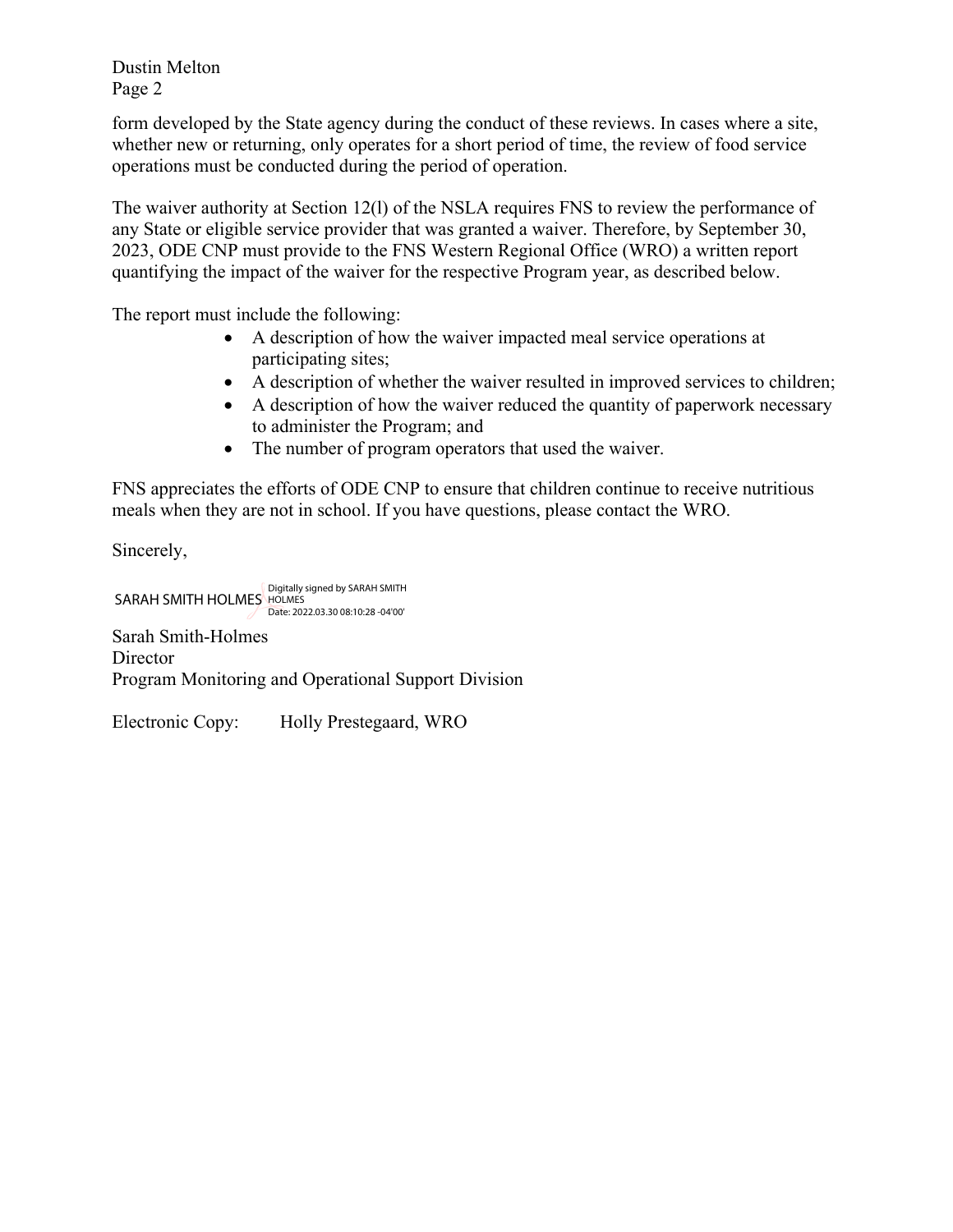form developed by the State agency during the conduct of these reviews. In cases where a site, whether new or returning, only operates for a short period of time, the review of food service operations must be conducted during the period of operation.

The waiver authority at Section 12(l) of the NSLA requires FNS to review the performance of any State or eligible service provider that was granted a waiver. Therefore, by September 30, 2023, ODE CNP must provide to the FNS Western Regional Office (WRO) a written report quantifying the impact of the waiver for the respective Program year, as described below.

The report must include the following:

- A description of how the waiver impacted meal service operations at participating sites;
- A description of whether the waiver resulted in improved services to children;
- A description of how the waiver reduced the quantity of paperwork necessary to administer the Program; and
- The number of program operators that used the waiver.

FNS appreciates the efforts of ODE CNP to ensure that children continue to receive nutritious meals when they are not in school. If you have questions, please contact the WRO.

Sincerely,

SARAH SMITH HOLMES Digitally signed by SARAH SMITH HOLMES
Date: 2022.03.30 08:10:28 -04'00'

Sarah Smith-Holmes
Director
Program Monitoring and Operational Support Division

Electronic Copy: Holly Prestegaard, WRO